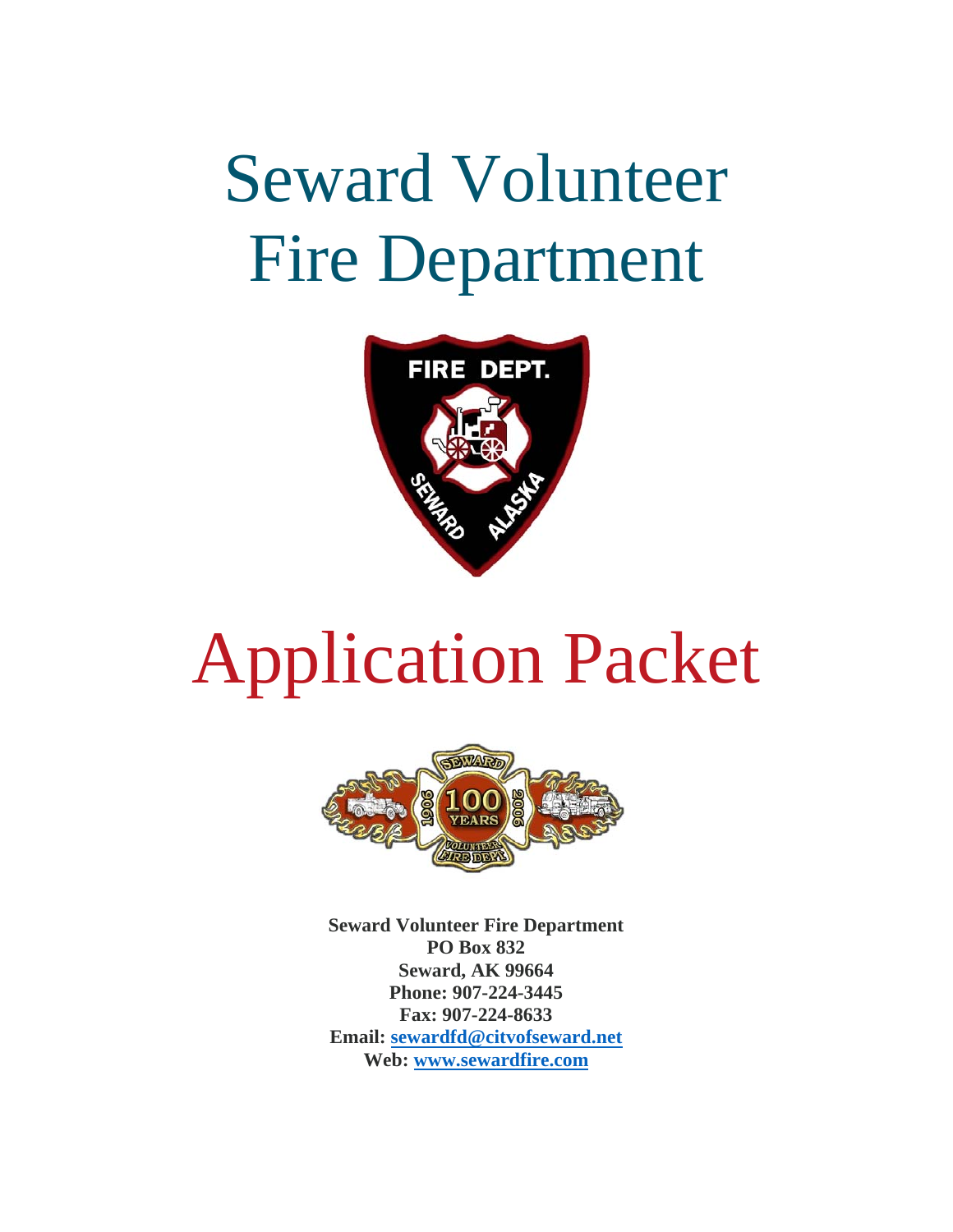# Seward Volunteer Fire Department

# Application Packet

**Seward Volunteer Fire Department**
**PO Box 832**
**Seward, AK 99664**
**Phone: 907-224-3445**
**Fax: 907-224-8633**
**Email: sewardfd@citvofseward.net**
**Web: www.sewardfire.com**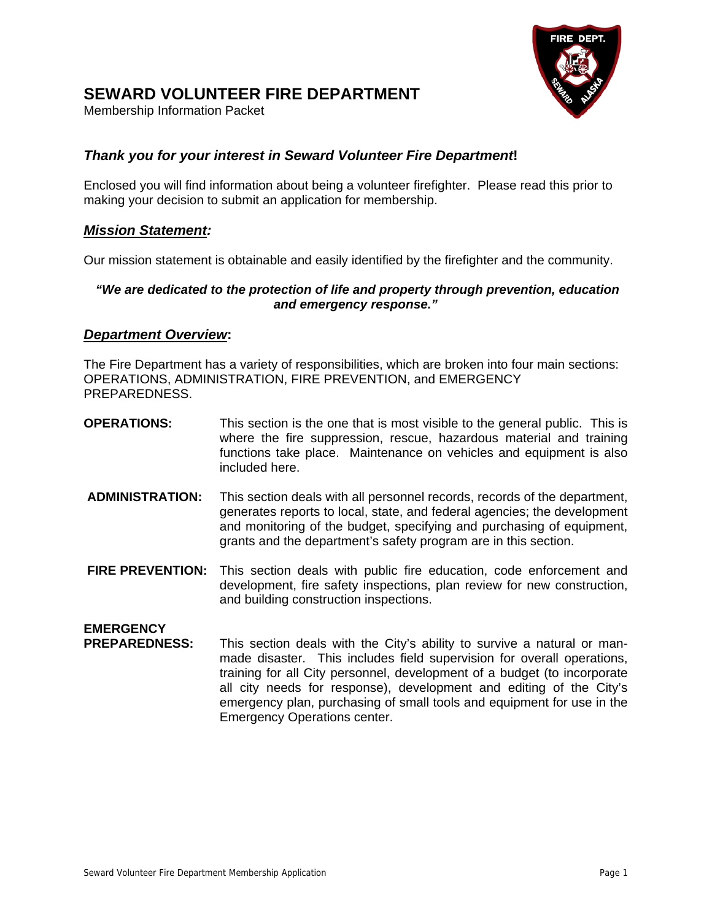# SEWARD VOLUNTEER FIRE DEPARTMENT

Membership Information Packet

### *Thank you for your interest in Seward Volunteer Fire Department***!**

Enclosed you will find information about being a volunteer firefighter. Please read this prior to making your decision to submit an application for membership.

## ***Mission Statement:***

Our mission statement is obtainable and easily identified by the firefighter and the community.

***"We are dedicated to the protection of life and property through prevention, education and emergency response."***

## ***Department Overview*:**

The Fire Department has a variety of responsibilities, which are broken into four main sections: OPERATIONS, ADMINISTRATION, FIRE PREVENTION, and EMERGENCY PREPAREDNESS.

**OPERATIONS:** This section is the one that is most visible to the general public. This is where the fire suppression, rescue, hazardous material and training functions take place. Maintenance on vehicles and equipment is also included here.

**ADMINISTRATION:** This section deals with all personnel records, records of the department, generates reports to local, state, and federal agencies; the development and monitoring of the budget, specifying and purchasing of equipment, grants and the department's safety program are in this section.

**FIRE PREVENTION:** This section deals with public fire education, code enforcement and development, fire safety inspections, plan review for new construction, and building construction inspections.

**EMERGENCY PREPAREDNESS:** This section deals with the City's ability to survive a natural or man-made disaster. This includes field supervision for overall operations, training for all City personnel, development of a budget (to incorporate all city needs for response), development and editing of the City's emergency plan, purchasing of small tools and equipment for use in the Emergency Operations center.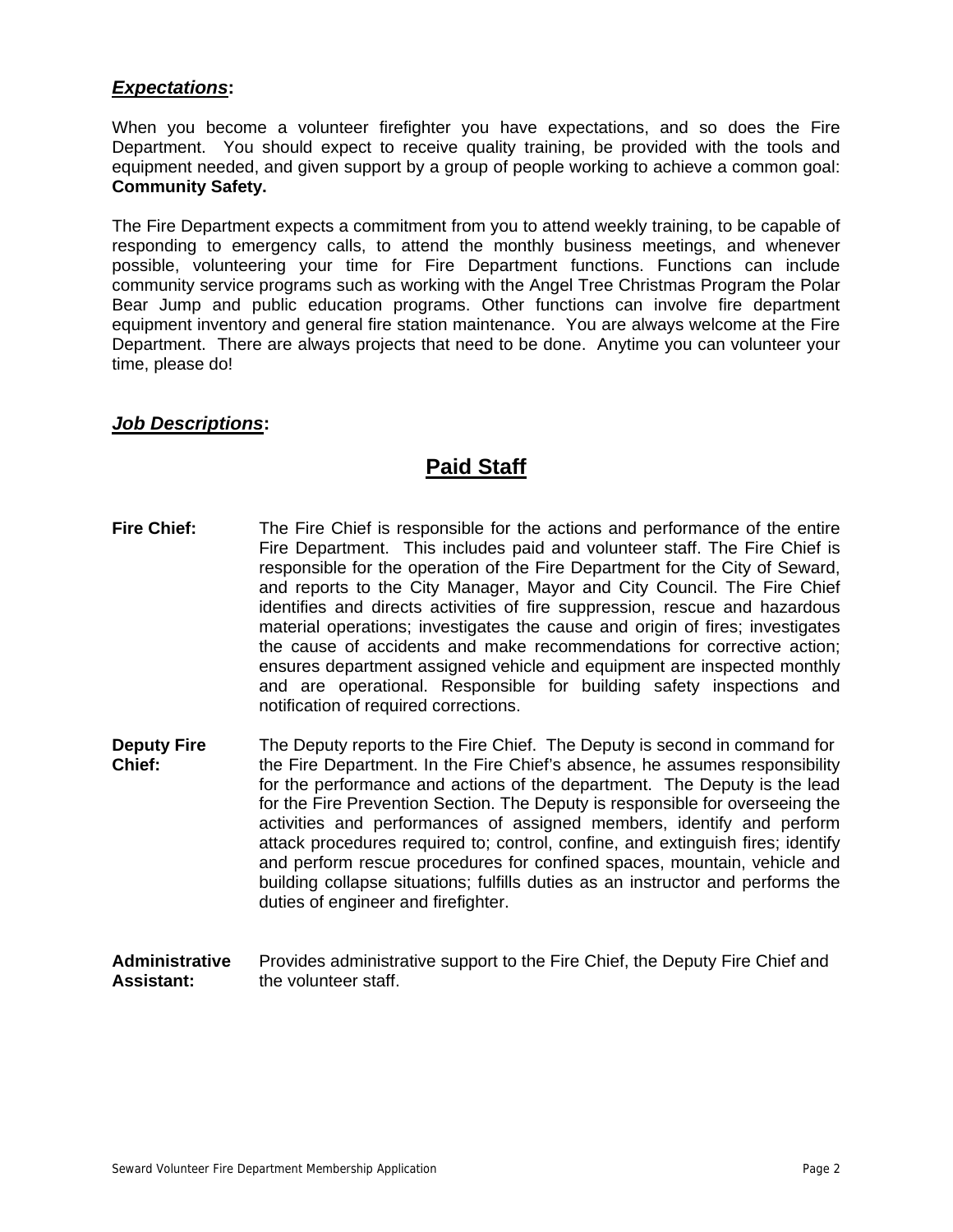***Expectations*:**

When you become a volunteer firefighter you have expectations, and so does the Fire Department. You should expect to receive quality training, be provided with the tools and equipment needed, and given support by a group of people working to achieve a common goal: **Community Safety.**

The Fire Department expects a commitment from you to attend weekly training, to be capable of responding to emergency calls, to attend the monthly business meetings, and whenever possible, volunteering your time for Fire Department functions. Functions can include community service programs such as working with the Angel Tree Christmas Program the Polar Bear Jump and public education programs. Other functions can involve fire department equipment inventory and general fire station maintenance. You are always welcome at the Fire Department. There are always projects that need to be done. Anytime you can volunteer your time, please do!

***Job Descriptions*:**

## Paid Staff

**Fire Chief:** The Fire Chief is responsible for the actions and performance of the entire Fire Department. This includes paid and volunteer staff. The Fire Chief is responsible for the operation of the Fire Department for the City of Seward, and reports to the City Manager, Mayor and City Council. The Fire Chief identifies and directs activities of fire suppression, rescue and hazardous material operations; investigates the cause and origin of fires; investigates the cause of accidents and make recommendations for corrective action; ensures department assigned vehicle and equipment are inspected monthly and are operational. Responsible for building safety inspections and notification of required corrections.

**Deputy Fire Chief:** The Deputy reports to the Fire Chief. The Deputy is second in command for the Fire Department. In the Fire Chief's absence, he assumes responsibility for the performance and actions of the department. The Deputy is the lead for the Fire Prevention Section. The Deputy is responsible for overseeing the activities and performances of assigned members, identify and perform attack procedures required to; control, confine, and extinguish fires; identify and perform rescue procedures for confined spaces, mountain, vehicle and building collapse situations; fulfills duties as an instructor and performs the duties of engineer and firefighter.

**Administrative Assistant:** Provides administrative support to the Fire Chief, the Deputy Fire Chief and the volunteer staff.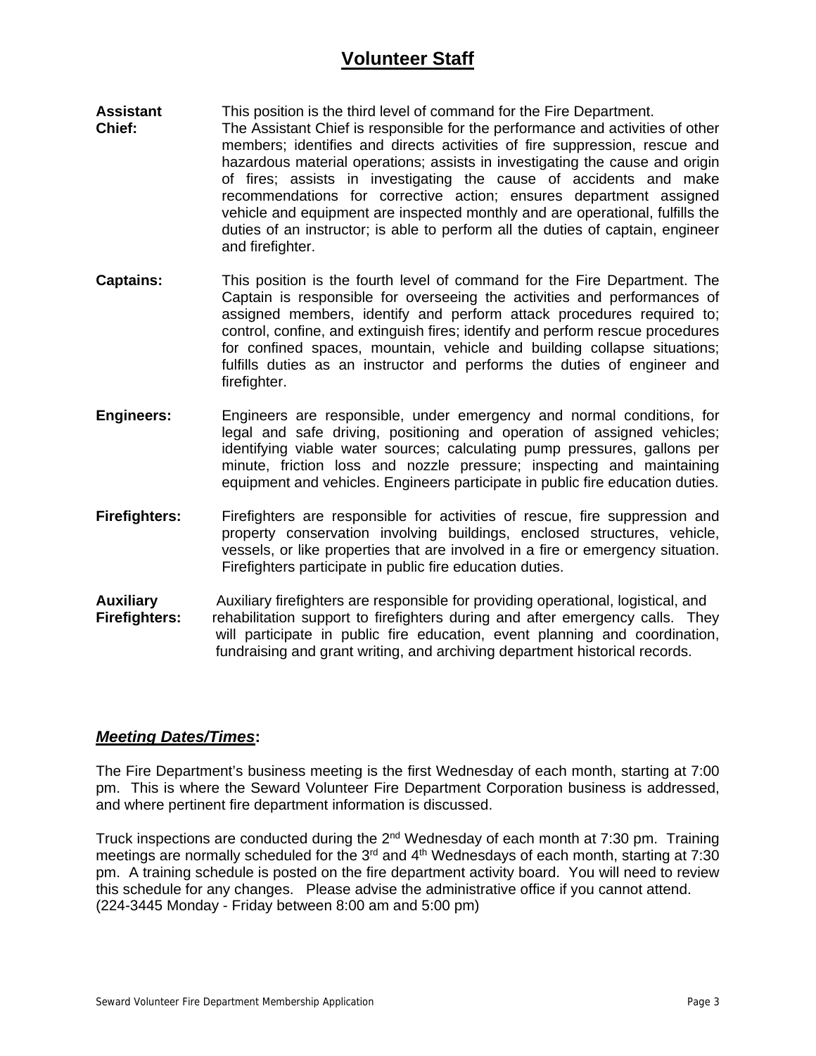# Volunteer Staff

**Assistant Chief:** This position is the third level of command for the Fire Department. The Assistant Chief is responsible for the performance and activities of other members; identifies and directs activities of fire suppression, rescue and hazardous material operations; assists in investigating the cause and origin of fires; assists in investigating the cause of accidents and make recommendations for corrective action; ensures department assigned vehicle and equipment are inspected monthly and are operational, fulfills the duties of an instructor; is able to perform all the duties of captain, engineer and firefighter.

**Captains:** This position is the fourth level of command for the Fire Department. The Captain is responsible for overseeing the activities and performances of assigned members, identify and perform attack procedures required to; control, confine, and extinguish fires; identify and perform rescue procedures for confined spaces, mountain, vehicle and building collapse situations; fulfills duties as an instructor and performs the duties of engineer and firefighter.

**Engineers:** Engineers are responsible, under emergency and normal conditions, for legal and safe driving, positioning and operation of assigned vehicles; identifying viable water sources; calculating pump pressures, gallons per minute, friction loss and nozzle pressure; inspecting and maintaining equipment and vehicles. Engineers participate in public fire education duties.

**Firefighters:** Firefighters are responsible for activities of rescue, fire suppression and property conservation involving buildings, enclosed structures, vehicle, vessels, or like properties that are involved in a fire or emergency situation. Firefighters participate in public fire education duties.

**Auxiliary Firefighters:** Auxiliary firefighters are responsible for providing operational, logistical, and rehabilitation support to firefighters during and after emergency calls. They will participate in public fire education, event planning and coordination, fundraising and grant writing, and archiving department historical records.

***Meeting Dates/Times*:**

The Fire Department's business meeting is the first Wednesday of each month, starting at 7:00 pm. This is where the Seward Volunteer Fire Department Corporation business is addressed, and where pertinent fire department information is discussed.

Truck inspections are conducted during the 2nd Wednesday of each month at 7:30 pm. Training meetings are normally scheduled for the 3rd and 4th Wednesdays of each month, starting at 7:30 pm. A training schedule is posted on the fire department activity board. You will need to review this schedule for any changes. Please advise the administrative office if you cannot attend. (224-3445 Monday - Friday between 8:00 am and 5:00 pm)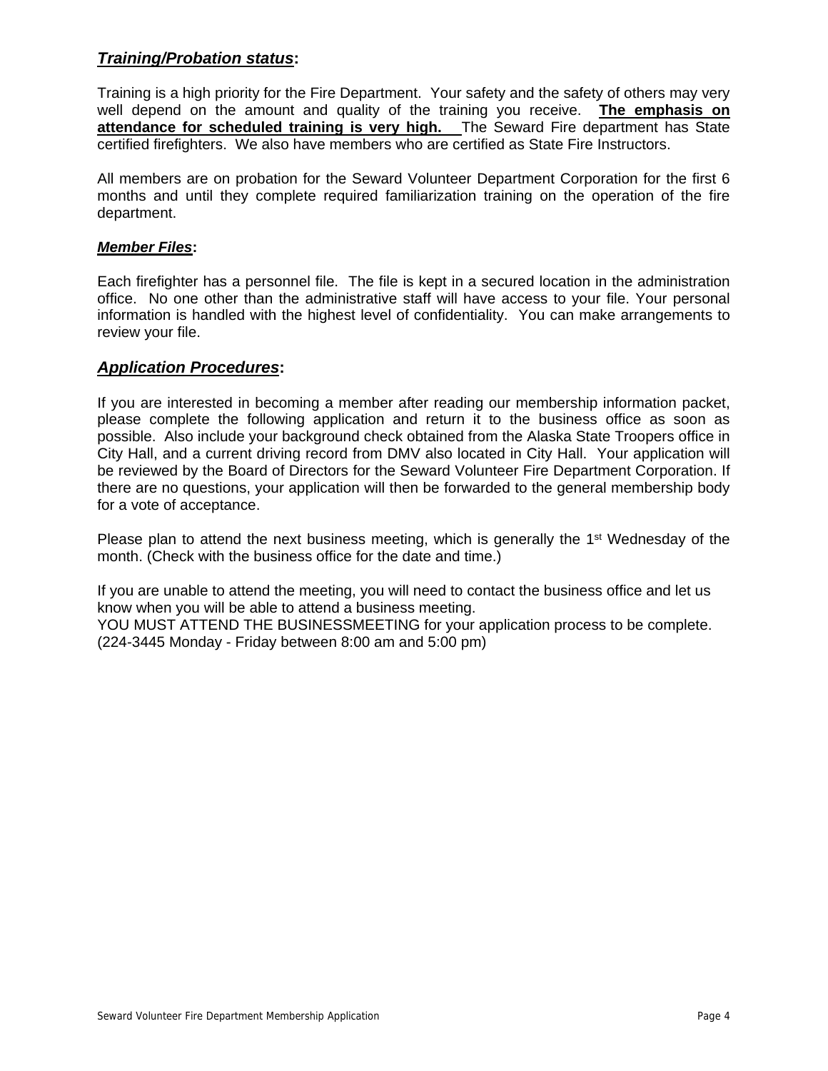## ***Training/Probation status*:**

Training is a high priority for the Fire Department. Your safety and the safety of others may very well depend on the amount and quality of the training you receive. **The emphasis on attendance for scheduled training is very high.** The Seward Fire department has State certified firefighters. We also have members who are certified as State Fire Instructors.

All members are on probation for the Seward Volunteer Department Corporation for the first 6 months and until they complete required familiarization training on the operation of the fire department.

### ***Member Files*:**

Each firefighter has a personnel file. The file is kept in a secured location in the administration office. No one other than the administrative staff will have access to your file. Your personal information is handled with the highest level of confidentiality. You can make arrangements to review your file.

## ***Application Procedures*:**

If you are interested in becoming a member after reading our membership information packet, please complete the following application and return it to the business office as soon as possible. Also include your background check obtained from the Alaska State Troopers office in City Hall, and a current driving record from DMV also located in City Hall. Your application will be reviewed by the Board of Directors for the Seward Volunteer Fire Department Corporation. If there are no questions, your application will then be forwarded to the general membership body for a vote of acceptance.

Please plan to attend the next business meeting, which is generally the 1st Wednesday of the month. (Check with the business office for the date and time.)

If you are unable to attend the meeting, you will need to contact the business office and let us know when you will be able to attend a business meeting.
YOU MUST ATTEND THE BUSINESSMEETING for your application process to be complete.
(224-3445 Monday - Friday between 8:00 am and 5:00 pm)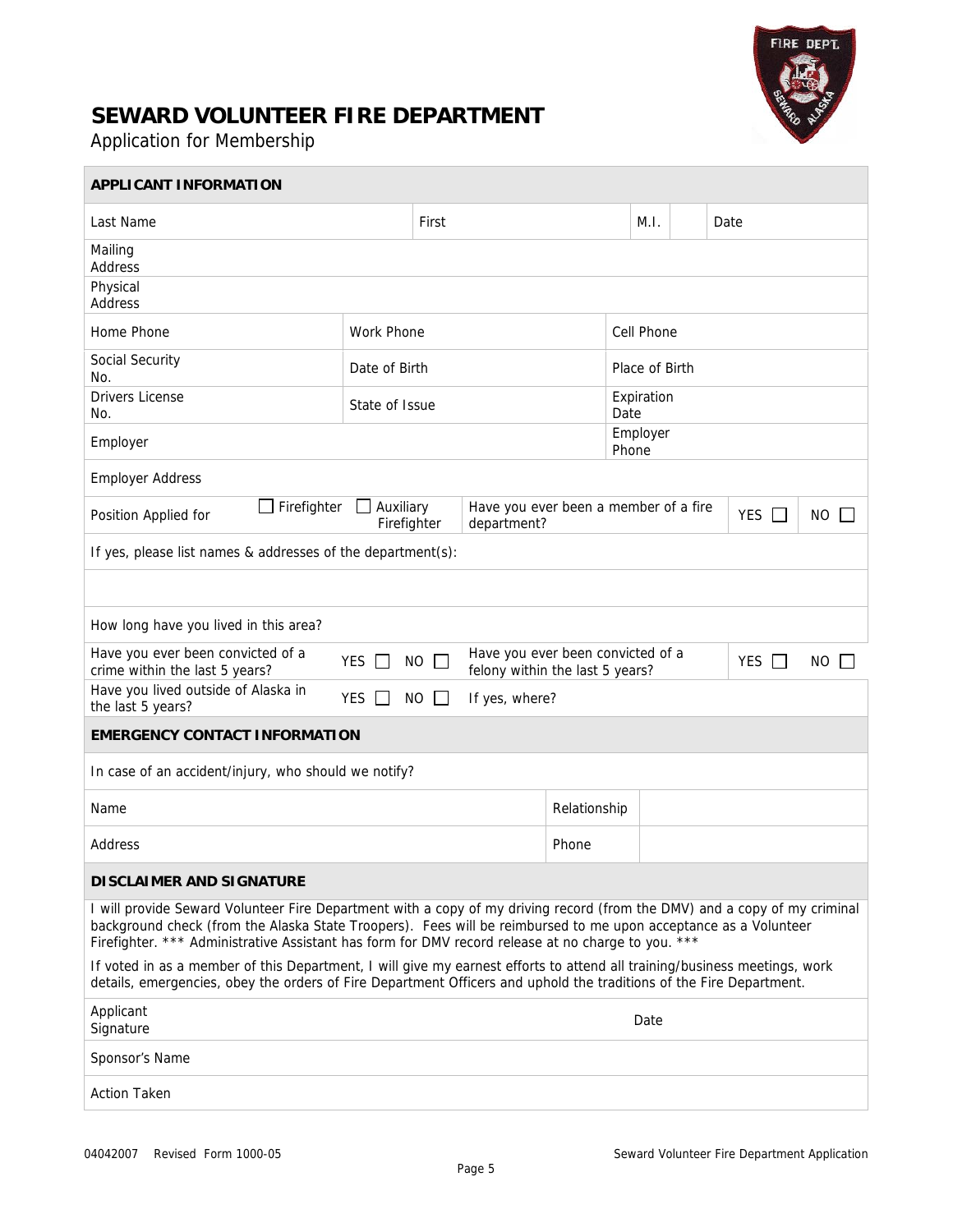# SEWARD VOLUNTEER FIRE DEPARTMENT

Application for Membership

| **APPLICANT INFORMATION** | | | | | | | |
|---|---|---|---|---|---|---|---|
| Last Name | | First | | M.I. | | Date | |
| Mailing Address | | | | | | | |
| Physical Address | | | | | | | |
| Home Phone | Work Phone | | | Cell Phone | | | |
| Social Security No. | Date of Birth | | | Place of Birth | | | |
| Drivers License No. | State of Issue | | | Expiration Date | | | |
| Employer | | | | Employer Phone | | | |
| Employer Address | | | | | | | |
| Position Applied for ☐ Firefighter | ☐ Auxiliary Firefighter | | Have you ever been a member of a fire department? | | | YES ☐ | NO ☐ |
| If yes, please list names & addresses of the department(s): | | | | | | | |
| | | | | | | | |
| How long have you lived in this area? | | | | | | | |
| Have you ever been convicted of a crime within the last 5 years? | YES ☐ | NO ☐ | Have you ever been convicted of a felony within the last 5 years? | | | YES ☐ | NO ☐ |
| Have you lived outside of Alaska in the last 5 years? | YES ☐ | NO ☐ | If yes, where? | | | | |

| **EMERGENCY CONTACT INFORMATION** | | |
|---|---|---|
| In case of an accident/injury, who should we notify? | | |
| Name | Relationship | |
| Address | Phone | |

**DISCLAIMER AND SIGNATURE**

I will provide Seward Volunteer Fire Department with a copy of my driving record (from the DMV) and a copy of my criminal background check (from the Alaska State Troopers). Fees will be reimbursed to me upon acceptance as a Volunteer Firefighter. *** Administrative Assistant has form for DMV record release at no charge to you. ***

If voted in as a member of this Department, I will give my earnest efforts to attend all training/business meetings, work details, emergencies, obey the orders of Fire Department Officers and uphold the traditions of the Fire Department.

| Applicant Signature | | Date | |
|---|---|---|---|
| Sponsor's Name | | | |
| Action Taken | | | |

04042007 Revised Form 1000-05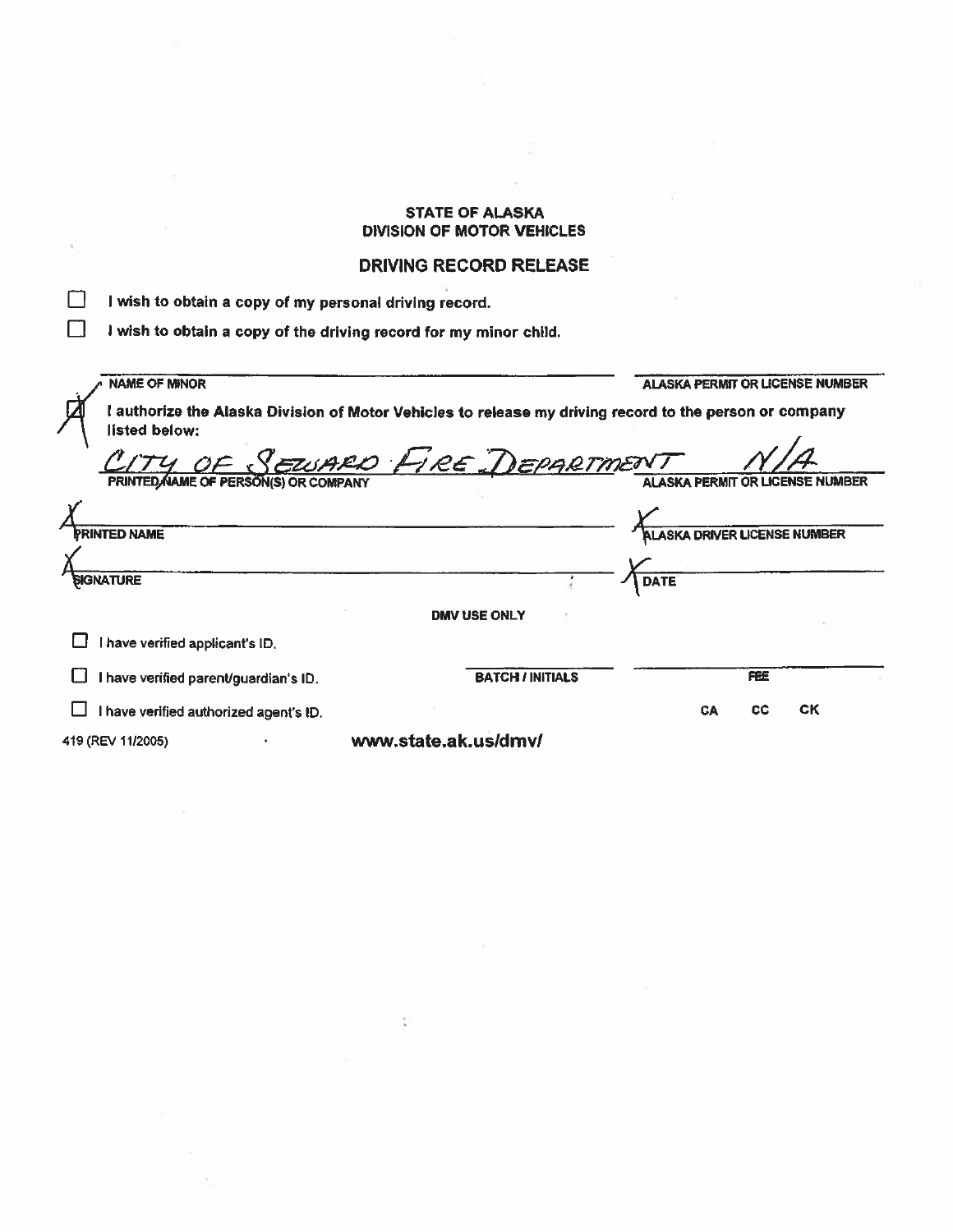**STATE OF ALASKA**
**DIVISION OF MOTOR VEHICLES**

## DRIVING RECORD RELEASE

☐ I wish to obtain a copy of my personal driving record.

☐ I wish to obtain a copy of the driving record for my minor child.

NAME OF MINOR _______________________________ ALASKA PERMIT OR LICENSE NUMBER _______________

☒ I authorize the Alaska Division of Motor Vehicles to release my driving record to the person or company listed below:

CITY OF SEWARD FIRE DEPARTMENT — N/A

PRINTED NAME OF PERSON(S) OR COMPANY _______________ ALASKA PERMIT OR LICENSE NUMBER _______________

X PRINTED NAME _______________________________ X ALASKA DRIVER LICENSE NUMBER _______________

X SIGNATURE _______________________________ X DATE _______________

**DMV USE ONLY**

☐ I have verified applicant's ID.

☐ I have verified parent/guardian's ID. BATCH / INITIALS _______________ FEE _______________

☐ I have verified authorized agent's ID. CA CC CK

419 (REV 11/2005) **www.state.ak.us/dmv/**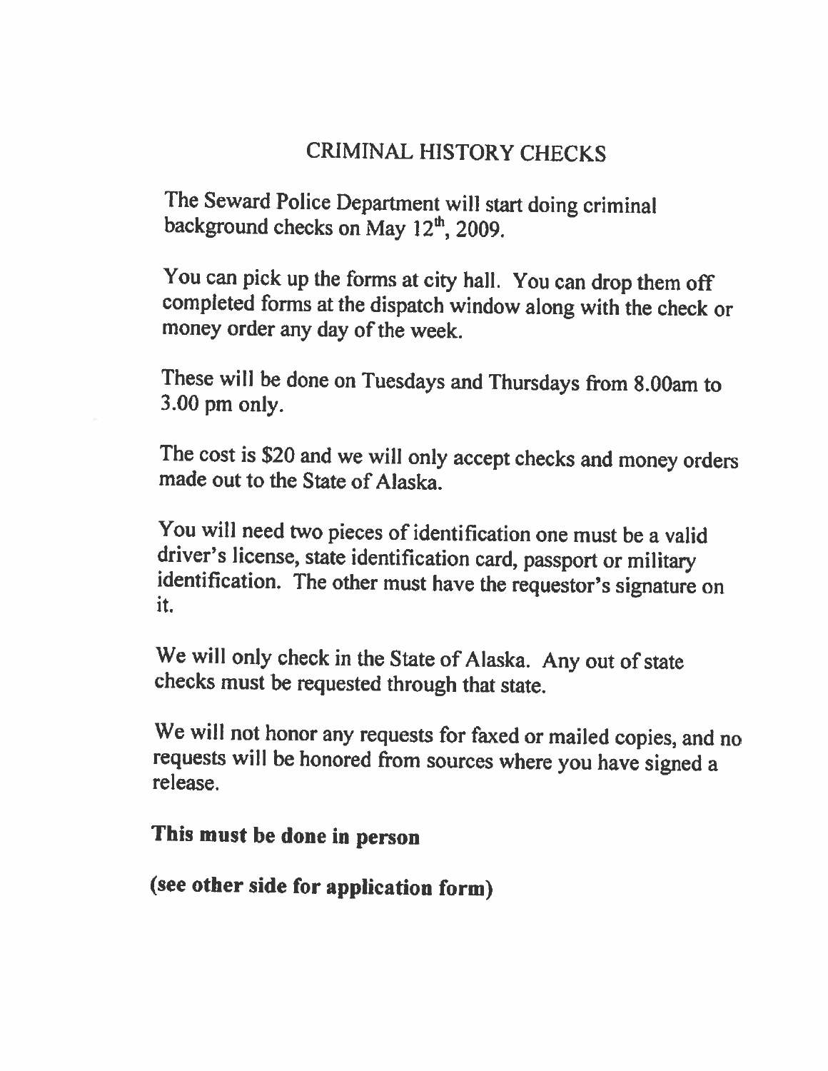# CRIMINAL HISTORY CHECKS

The Seward Police Department will start doing criminal background checks on May 12th, 2009.

You can pick up the forms at city hall. You can drop them off completed forms at the dispatch window along with the check or money order any day of the week.

These will be done on Tuesdays and Thursdays from 8.00am to 3.00 pm only.

The cost is $20 and we will only accept checks and money orders made out to the State of Alaska.

You will need two pieces of identification one must be a valid driver's license, state identification card, passport or military identification. The other must have the requestor's signature on it.

We will only check in the State of Alaska. Any out of state checks must be requested through that state.

We will not honor any requests for faxed or mailed copies, and no requests will be honored from sources where you have signed a release.

**This must be done in person**

**(see other side for application form)**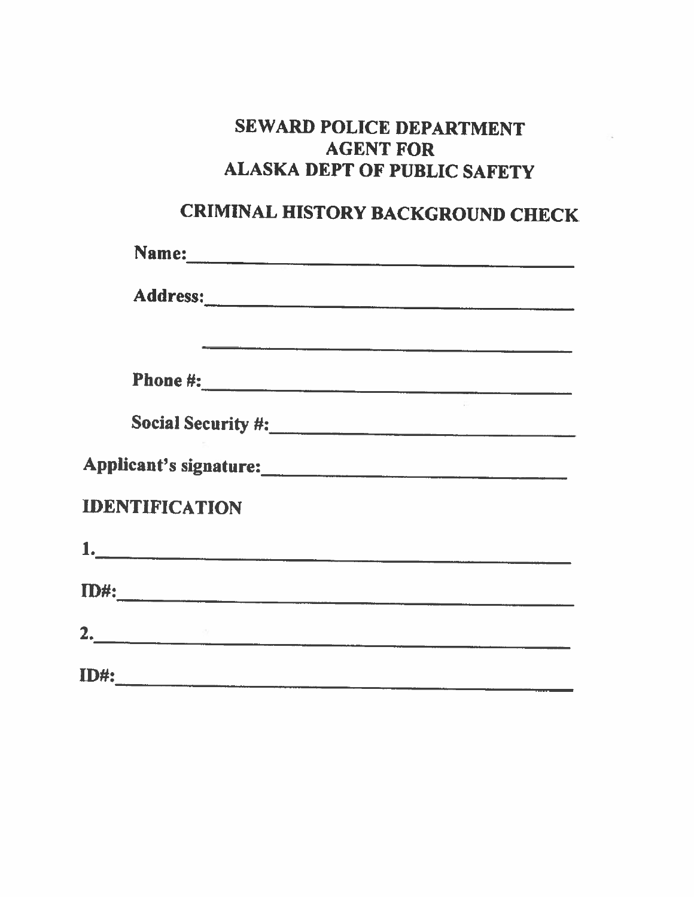# SEWARD POLICE DEPARTMENT
# AGENT FOR
# ALASKA DEPT OF PUBLIC SAFETY

## CRIMINAL HISTORY BACKGROUND CHECK

**Name:**\_\_\_\_\_\_\_\_\_\_\_\_\_\_\_\_\_\_\_\_\_\_\_\_\_\_\_\_\_\_\_\_\_\_\_\_

**Address:**\_\_\_\_\_\_\_\_\_\_\_\_\_\_\_\_\_\_\_\_\_\_\_\_\_\_\_\_\_\_\_\_\_\_

\_\_\_\_\_\_\_\_\_\_\_\_\_\_\_\_\_\_\_\_\_\_\_\_\_\_\_\_\_\_\_\_\_\_\_\_

**Phone #:**\_\_\_\_\_\_\_\_\_\_\_\_\_\_\_\_\_\_\_\_\_\_\_\_\_\_\_\_\_\_\_\_\_\_

**Social Security #:**\_\_\_\_\_\_\_\_\_\_\_\_\_\_\_\_\_\_\_\_\_\_\_\_\_\_

**Applicant's signature:**\_\_\_\_\_\_\_\_\_\_\_\_\_\_\_\_\_\_\_\_\_\_\_\_\_

**IDENTIFICATION**

**1.**\_\_\_\_\_\_\_\_\_\_\_\_\_\_\_\_\_\_\_\_\_\_\_\_\_\_\_\_\_\_\_\_\_\_\_\_\_\_

**ID#:**\_\_\_\_\_\_\_\_\_\_\_\_\_\_\_\_\_\_\_\_\_\_\_\_\_\_\_\_\_\_\_\_\_\_\_\_

**2.**\_\_\_\_\_\_\_\_\_\_\_\_\_\_\_\_\_\_\_\_\_\_\_\_\_\_\_\_\_\_\_\_\_\_\_\_\_\_

**ID#:**\_\_\_\_\_\_\_\_\_\_\_\_\_\_\_\_\_\_\_\_\_\_\_\_\_\_\_\_\_\_\_\_\_\_\_\_